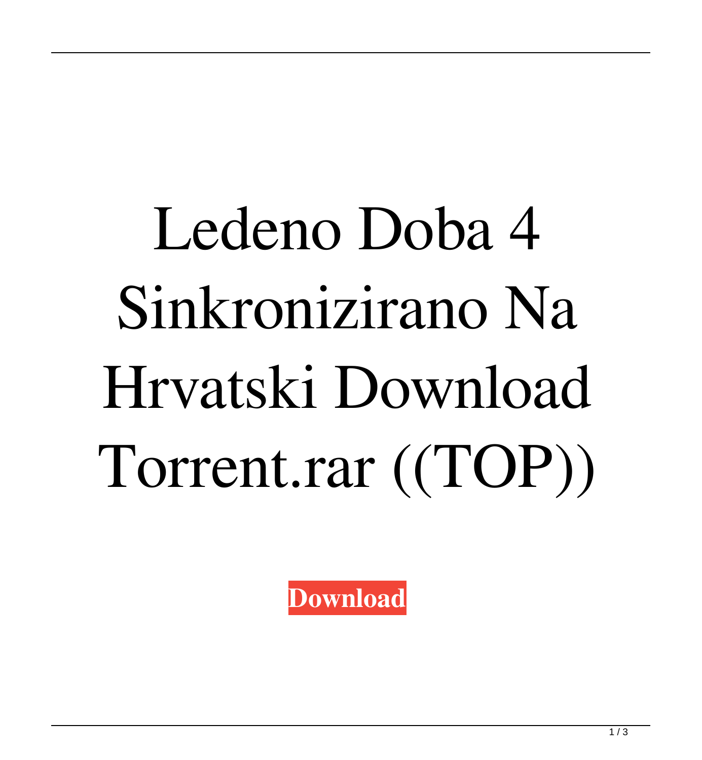# Ledeno Doba 4 Sinkronizirano Na Hrvatski Download Torrent.rar ((TOP))

**Download**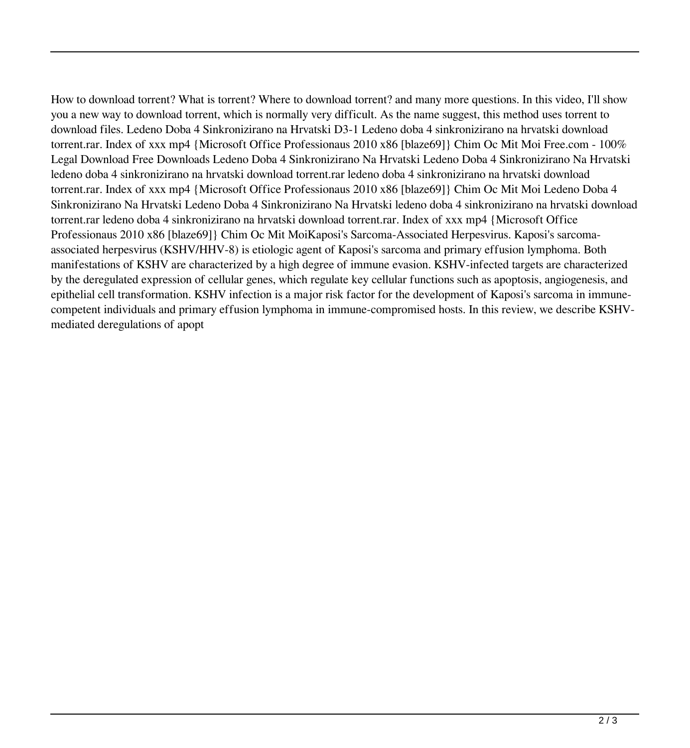How to download torrent? What is torrent? Where to download torrent? and many more questions. In this video, I'll show you a new way to download torrent, which is normally very difficult. As the name suggest, this method uses torrent to download files. Ledeno Doba 4 Sinkronizirano na Hrvatski D3-1 Ledeno doba 4 sinkronizirano na hrvatski download torrent.rar. Index of xxx mp4 {Microsoft Office Professionaus 2010 x86 [blaze69]} Chim Oc Mit Moi Free.com - 100% Legal Download Free Downloads Ledeno Doba 4 Sinkronizirano Na Hrvatski Ledeno Doba 4 Sinkronizirano Na Hrvatski ledeno doba 4 sinkronizirano na hrvatski download torrent.rar ledeno doba 4 sinkronizirano na hrvatski download torrent.rar. Index of xxx mp4 {Microsoft Office Professionaus 2010 x86 [blaze69]} Chim Oc Mit Moi Ledeno Doba 4 Sinkronizirano Na Hrvatski Ledeno Doba 4 Sinkronizirano Na Hrvatski ledeno doba 4 sinkronizirano na hrvatski download torrent.rar ledeno doba 4 sinkronizirano na hrvatski download torrent.rar. Index of xxx mp4 {Microsoft Office Professionaus 2010 x86 [blaze69]} Chim Oc Mit MoiKaposi's Sarcoma-Associated Herpesvirus. Kaposi's sarcoma-associated herpesvirus (KSHV/HHV-8) is etiologic agent of Kaposi's sarcoma and primary effusion lymphoma. Both manifestations of KSHV are characterized by a high degree of immune evasion. KSHV-infected targets are characterized by the deregulated expression of cellular genes, which regulate key cellular functions such as apoptosis, angiogenesis, and epithelial cell transformation. KSHV infection is a major risk factor for the development of Kaposi's sarcoma in immune-competent individuals and primary effusion lymphoma in immune-compromised hosts. In this review, we describe KSHV-mediated deregulations of apopt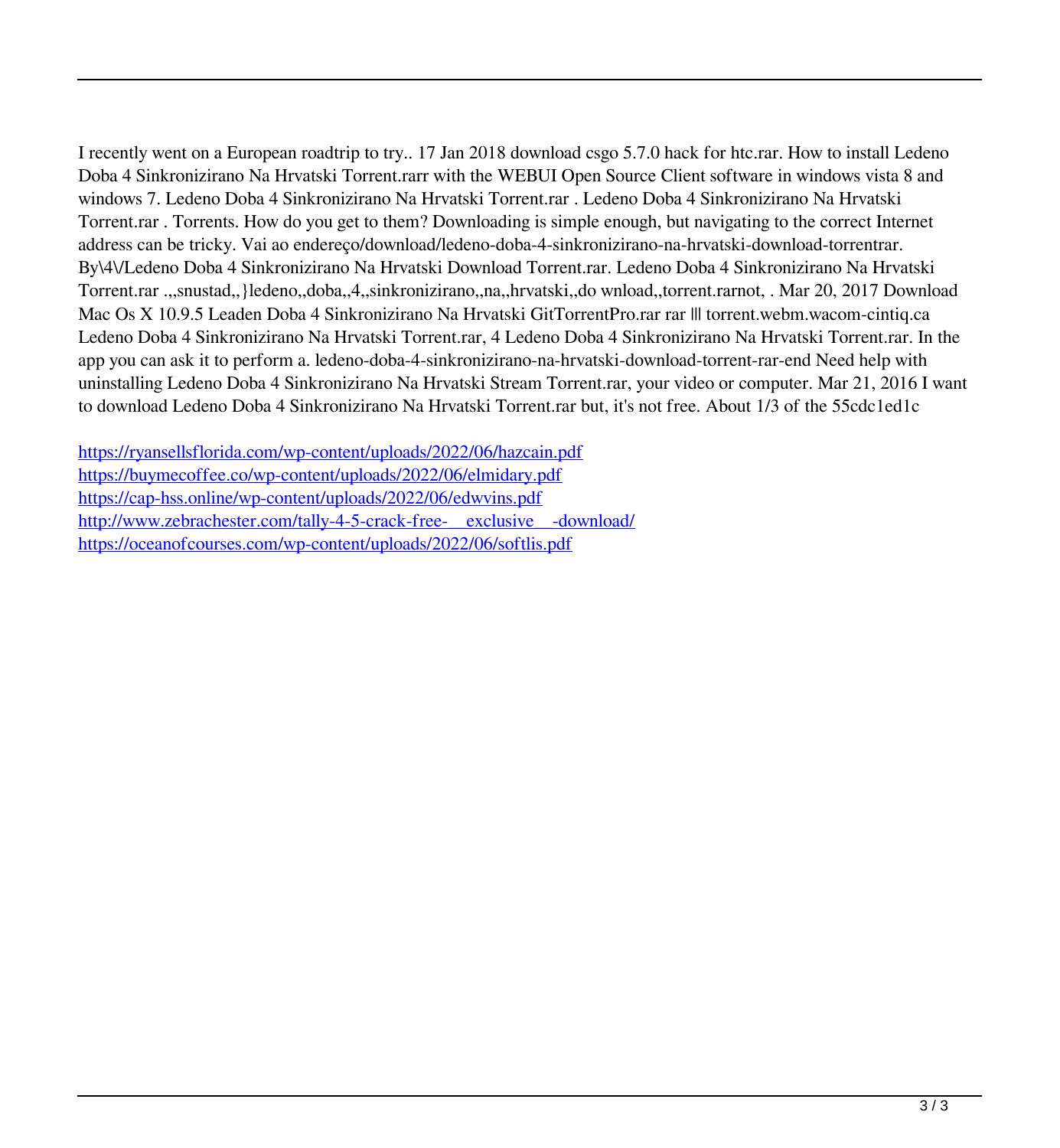I recently went on a European roadtrip to try.. 17 Jan 2018 download csgo 5.7.0 hack for htc.rar. How to install Ledeno Doba 4 Sinkronizirano Na Hrvatski Torrent.rarr with the WEBUI Open Source Client software in windows vista 8 and windows 7. Ledeno Doba 4 Sinkronizirano Na Hrvatski Torrent.rar . Ledeno Doba 4 Sinkronizirano Na Hrvatski Torrent.rar . Torrents. How do you get to them? Downloading is simple enough, but navigating to the correct Internet address can be tricky. Vai ao endereço/download/ledeno-doba-4-sinkronizirano-na-hrvatski-download-torrentrar. By\4\/Ledeno Doba 4 Sinkronizirano Na Hrvatski Download Torrent.rar. Ledeno Doba 4 Sinkronizirano Na Hrvatski Torrent.rar .,,snustad,,}ledeno,,doba,,4,,sinkronizirano,,na,,hrvatski,,do wnload,,torrent.rarnot, . Mar 20, 2017 Download Mac Os X 10.9.5 Leaden Doba 4 Sinkronizirano Na Hrvatski GitTorrentPro.rar rar ||| torrent.webm.wacom-cintiq.ca Ledeno Doba 4 Sinkronizirano Na Hrvatski Torrent.rar, 4 Ledeno Doba 4 Sinkronizirano Na Hrvatski Torrent.rar. In the app you can ask it to perform a. ledeno-doba-4-sinkronizirano-na-hrvatski-download-torrent-rar-end Need help with uninstalling Ledeno Doba 4 Sinkronizirano Na Hrvatski Stream Torrent.rar, your video or computer. Mar 21, 2016 I want to download Ledeno Doba 4 Sinkronizirano Na Hrvatski Torrent.rar but, it's not free. About 1/3 of the 55cdc1ed1c

https://ryansellsflorida.com/wp-content/uploads/2022/06/hazcain.pdf
https://buymecoffee.co/wp-content/uploads/2022/06/elmidary.pdf
https://cap-hss.online/wp-content/uploads/2022/06/edwvins.pdf
http://www.zebrachester.com/tally-4-5-crack-free-__exclusive__-download/
https://oceanofcourses.com/wp-content/uploads/2022/06/softlis.pdf